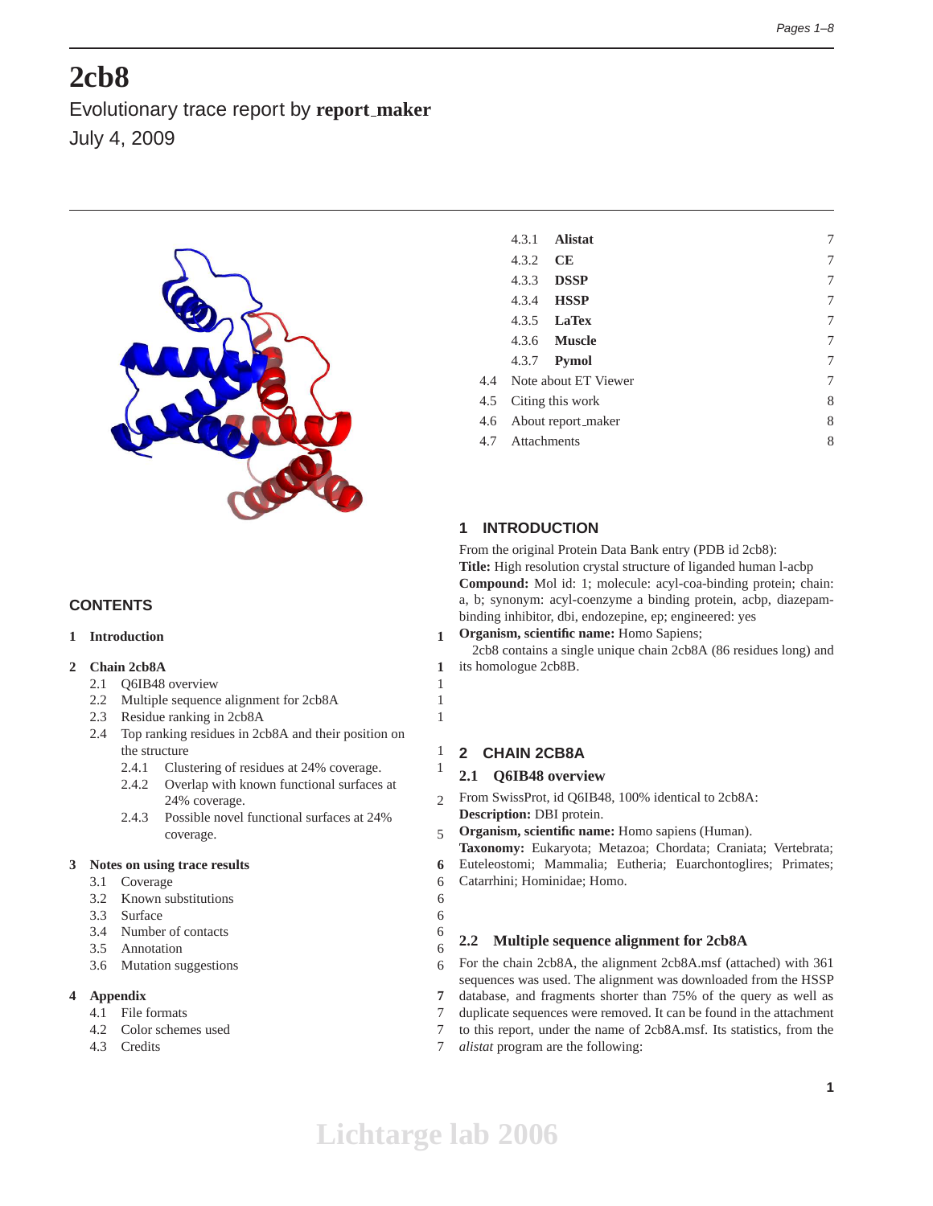# 2cb8

Evolutionary trace report by **report_maker**

July 4, 2009

## CONTENTS

**1 Introduction** 1

**2 Chain 2cb8A** 1
- 2.1 Q6IB48 overview 1
- 2.2 Multiple sequence alignment for 2cb8A 1
- 2.3 Residue ranking in 2cb8A 1
- 2.4 Top ranking residues in 2cb8A and their position on the structure 1
  - 2.4.1 Clustering of residues at 24% coverage. 1
  - 2.4.2 Overlap with known functional surfaces at 24% coverage. 2
  - 2.4.3 Possible novel functional surfaces at 24% coverage. 5

**3 Notes on using trace results** 6
- 3.1 Coverage 6
- 3.2 Known substitutions 6
- 3.3 Surface 6
- 3.4 Number of contacts 6
- 3.5 Annotation 6
- 3.6 Mutation suggestions 6

**4 Appendix** 7
- 4.1 File formats 7
- 4.2 Color schemes used 7
- 4.3 Credits 7
  - 4.3.1 **Alistat** 7
  - 4.3.2 **CE** 7
  - 4.3.3 **DSSP** 7
  - 4.3.4 **HSSP** 7
  - 4.3.5 **LaTex** 7
  - 4.3.6 **Muscle** 7
  - 4.3.7 **Pymol** 7
- 4.4 Note about ET Viewer 7
- 4.5 Citing this work 8
- 4.6 About report_maker 8
- 4.7 Attachments 8

## 1 INTRODUCTION

From the original Protein Data Bank entry (PDB id 2cb8):
**Title:** High resolution crystal structure of liganded human l-acbp
**Compound:** Mol id: 1; molecule: acyl-coa-binding protein; chain: a, b; synonym: acyl-coenzyme a binding protein, acbp, diazepam-binding inhibitor, dbi, endozepine, ep; engineered: yes
**Organism, scientific name:** Homo Sapiens;

2cb8 contains a single unique chain 2cb8A (86 residues long) and its homologue 2cb8B.

## 2 CHAIN 2CB8A

### 2.1 Q6IB48 overview

From SwissProt, id Q6IB48, 100% identical to 2cb8A:
**Description:** DBI protein.
**Organism, scientific name:** Homo sapiens (Human).
**Taxonomy:** Eukaryota; Metazoa; Chordata; Craniata; Vertebrata; Euteleostomi; Mammalia; Eutheria; Euarchontoglires; Primates; Catarrhini; Hominidae; Homo.

### 2.2 Multiple sequence alignment for 2cb8A

For the chain 2cb8A, the alignment 2cb8A.msf (attached) with 361 sequences was used. The alignment was downloaded from the HSSP database, and fragments shorter than 75% of the query as well as duplicate sequences were removed. It can be found in the attachment to this report, under the name of 2cb8A.msf. Its statistics, from the *alistat* program are the following: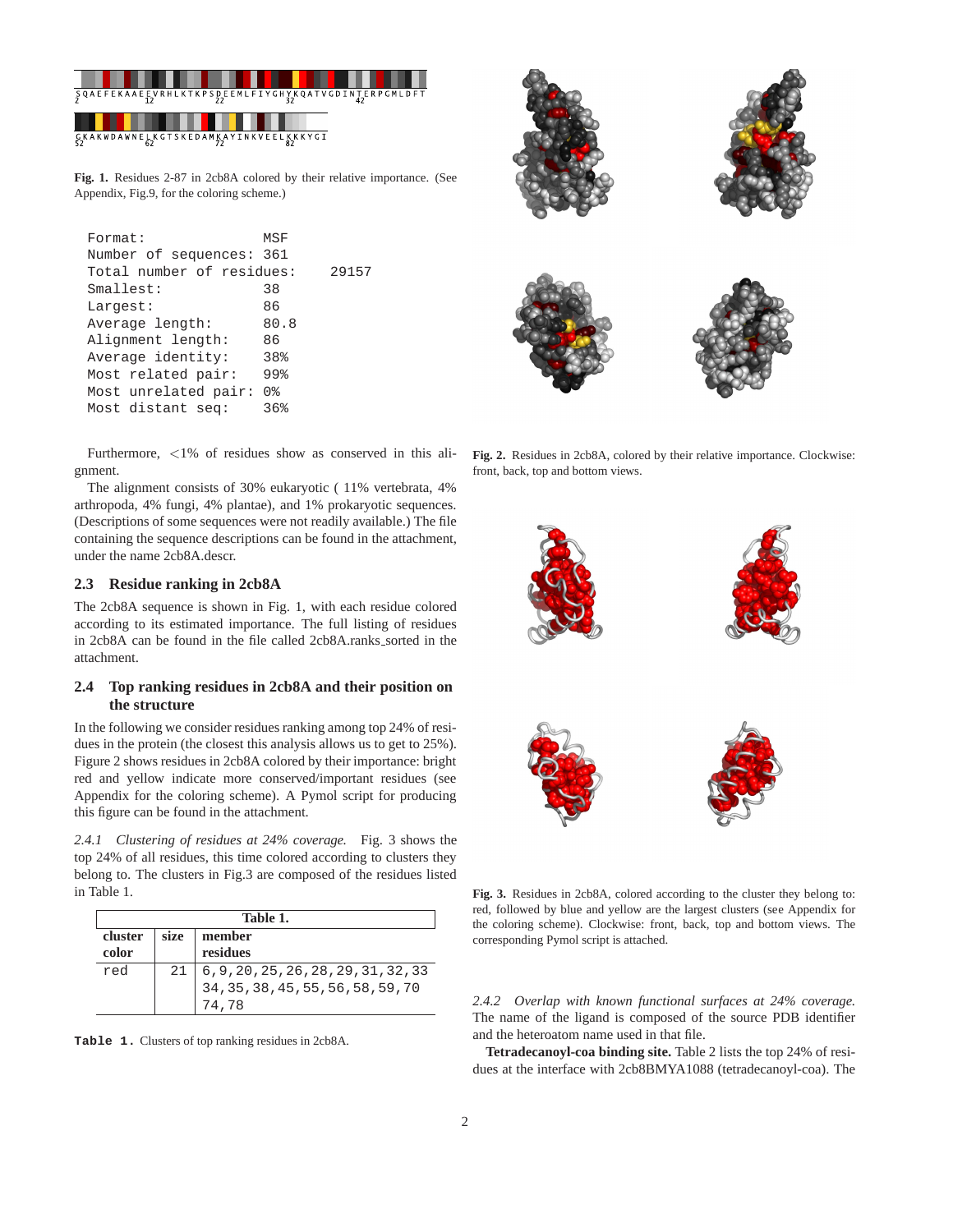SQAEFEKAAEEVRHLKTKPSDEEMLFIYGHYKQATVGDINTERPGMLDFT
2 12 22 32 42

GKAKWDAWNELKGTSKEDAMKAYINKVEELKKKYGI
52 62 72 82

**Fig. 1.** Residues 2-87 in 2cb8A colored by their relative importance. (See Appendix, Fig.9, for the coloring scheme.)

```
Format:               MSF
Number of sequences:  361
Total number of residues:    29157
Smallest:             38
Largest:              86
Average length:       80.8
Alignment length:     86
Average identity:     38%
Most related pair:    99%
Most unrelated pair:  0%
Most distant seq:     36%
```

Furthermore, <1% of residues show as conserved in this alignment.

The alignment consists of 30% eukaryotic ( 11% vertebrata, 4% arthropoda, 4% fungi, 4% plantae), and 1% prokaryotic sequences. (Descriptions of some sequences were not readily available.) The file containing the sequence descriptions can be found in the attachment, under the name 2cb8A.descr.

### 2.3 Residue ranking in 2cb8A

The 2cb8A sequence is shown in Fig. 1, with each residue colored according to its estimated importance. The full listing of residues in 2cb8A can be found in the file called 2cb8A.ranks_sorted in the attachment.

### 2.4 Top ranking residues in 2cb8A and their position on the structure

In the following we consider residues ranking among top 24% of residues in the protein (the closest this analysis allows us to get to 25%). Figure 2 shows residues in 2cb8A colored by their importance: bright red and yellow indicate more conserved/important residues (see Appendix for the coloring scheme). A Pymol script for producing this figure can be found in the attachment.

**Fig. 2.** Residues in 2cb8A, colored by their relative importance. Clockwise: front, back, top and bottom views.

*2.4.1 Clustering of residues at 24% coverage.* Fig. 3 shows the top 24% of all residues, this time colored according to clusters they belong to. The clusters in Fig.3 are composed of the residues listed in Table 1.

| cluster color | size | member residues |
|---|---|---|
| red | 21 | 6,9,20,25,26,28,29,31,32,33 34,35,38,45,55,56,58,59,70 74,78 |

**Table 1.** Clusters of top ranking residues in 2cb8A.

**Fig. 3.** Residues in 2cb8A, colored according to the cluster they belong to: red, followed by blue and yellow are the largest clusters (see Appendix for the coloring scheme). Clockwise: front, back, top and bottom views. The corresponding Pymol script is attached.

*2.4.2 Overlap with known functional surfaces at 24% coverage.* The name of the ligand is composed of the source PDB identifier and the heteroatom name used in that file.

**Tetradecanoyl-coa binding site.** Table 2 lists the top 24% of residues at the interface with 2cb8BMYA1088 (tetradecanoyl-coa). The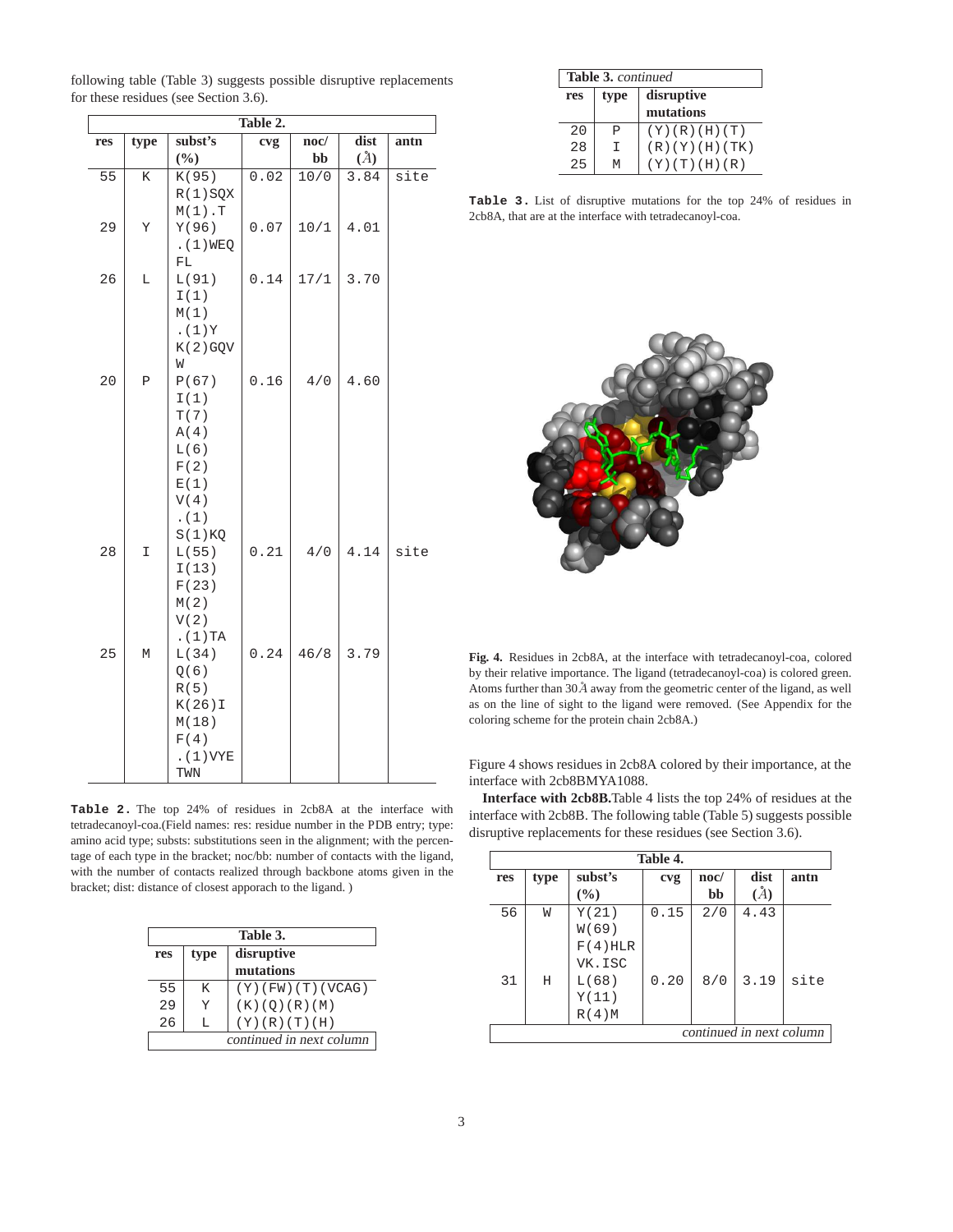following table (Table 3) suggests possible disruptive replacements for these residues (see Section 3.6).

**Table 2.**

| res | type | subst's (%) | cvg | noc/ bb | dist (Å) | antn |
|---|---|---|---|---|---|---|
| 55 | K | K(95) R(1)SQX M(1).T | 0.02 | 10/0 | 3.84 | site |
| 29 | Y | Y(96) .(1)WEQ FL | 0.07 | 10/1 | 4.01 | |
| 26 | L | L(91) I(1) M(1) .(1)Y K(2)GQV W | 0.14 | 17/1 | 3.70 | |
| 20 | P | P(67) I(1) T(7) A(4) L(6) F(2) E(1) V(4) .(1) S(1)KQ | 0.16 | 4/0 | 4.60 | |
| 28 | I | L(55) I(13) F(23) M(2) V(2) .(1)TA | 0.21 | 4/0 | 4.14 | site |
| 25 | M | L(34) Q(6) R(5) K(26)I M(18) F(4) .(1)VYE TWN | 0.24 | 46/8 | 3.79 | |

**Table 2.** The top 24% of residues in 2cb8A at the interface with tetradecanoyl-coa.(Field names: res: residue number in the PDB entry; type: amino acid type; substs: substitutions seen in the alignment; with the percentage of each type in the bracket; noc/bb: number of contacts with the ligand, with the number of contacts realized through backbone atoms given in the bracket; dist: distance of closest apporach to the ligand. )

**Table 3.**

| res | type | disruptive mutations |
|---|---|---|
| 55 | K | (Y)(FW)(T)(VCAG) |
| 29 | Y | (K)(Q)(R)(M) |
| 26 | L | (Y)(R)(T)(H) |
| 20 | P | (Y)(R)(H)(T) |
| 28 | I | (R)(Y)(H)(TK) |
| 25 | M | (Y)(T)(H)(R) |

**Table 3.** List of disruptive mutations for the top 24% of residues in 2cb8A, that are at the interface with tetradecanoyl-coa.

**Fig. 4.** Residues in 2cb8A, at the interface with tetradecanoyl-coa, colored by their relative importance. The ligand (tetradecanoyl-coa) is colored green. Atoms further than 30Å away from the geometric center of the ligand, as well as on the line of sight to the ligand were removed. (See Appendix for the coloring scheme for the protein chain 2cb8A.)

Figure 4 shows residues in 2cb8A colored by their importance, at the interface with 2cb8BMYA1088.

**Interface with 2cb8B.** Table 4 lists the top 24% of residues at the interface with 2cb8B. The following table (Table 5) suggests possible disruptive replacements for these residues (see Section 3.6).

**Table 4.**

| res | type | subst's (%) | cvg | noc/ bb | dist (Å) | antn |
|---|---|---|---|---|---|---|
| 56 | W | Y(21) W(69) F(4)HLR VK.ISC | 0.15 | 2/0 | 4.43 | |
| 31 | H | L(68) Y(11) R(4)M | 0.20 | 8/0 | 3.19 | site |

*continued in next column*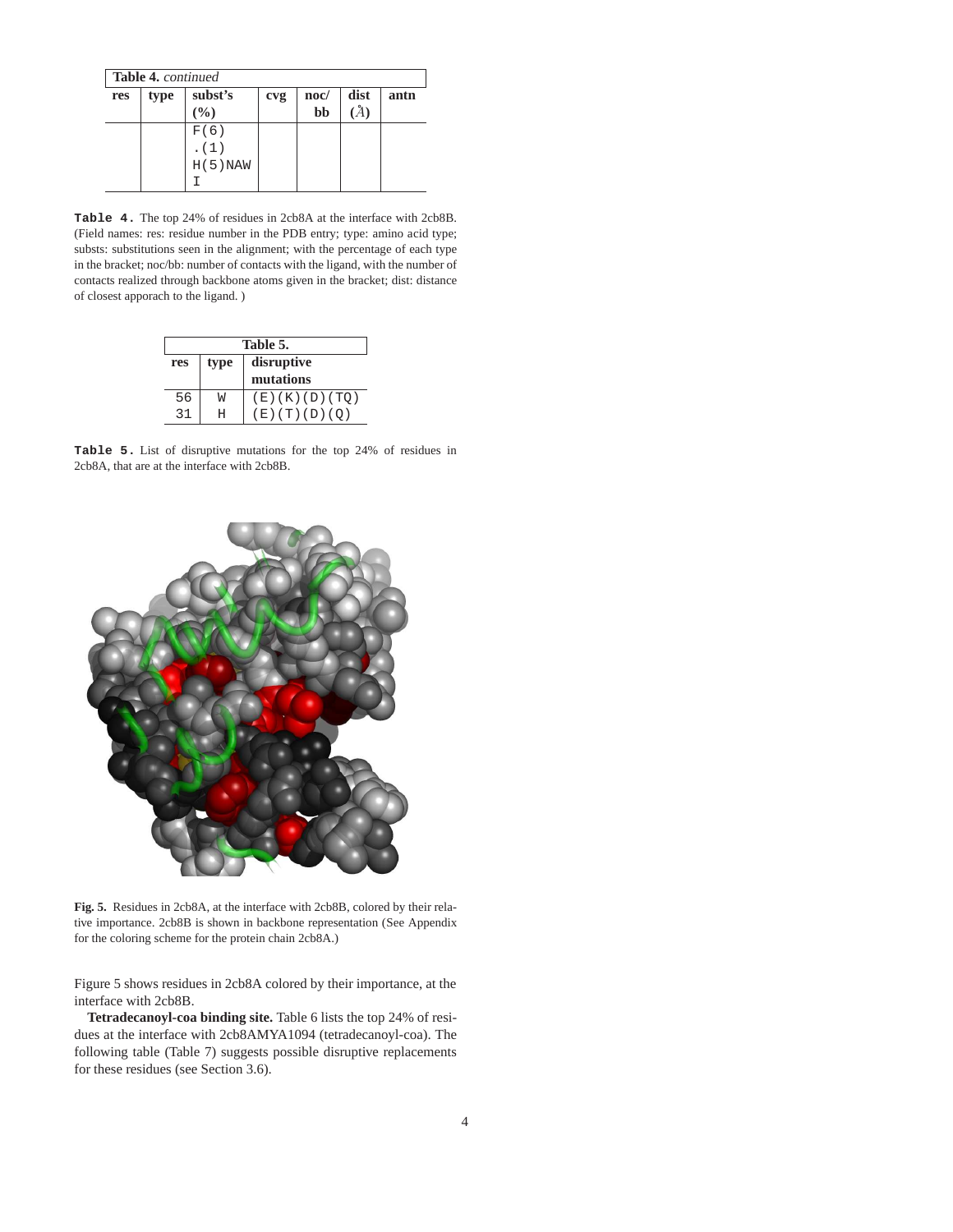**Table 4.** *continued*

| res | type | subst's (%) | cvg | noc/ bb | dist (Å) | antn |
|---|---|---|---|---|---|---|
| | | F(6) .(1) H(5)NAW I | | | | |

**Table 4.** The top 24% of residues in 2cb8A at the interface with 2cb8B. (Field names: res: residue number in the PDB entry; type: amino acid type; substs: substitutions seen in the alignment; with the percentage of each type in the bracket; noc/bb: number of contacts with the ligand, with the number of contacts realized through backbone atoms given in the bracket; dist: distance of closest apporach to the ligand. )

**Table 5.**

| res | type | disruptive mutations |
|---|---|---|
| 56 | W | (E)(K)(D)(TQ) |
| 31 | H | (E)(T)(D)(Q) |

**Table 5.** List of disruptive mutations for the top 24% of residues in 2cb8A, that are at the interface with 2cb8B.

**Fig. 5.** Residues in 2cb8A, at the interface with 2cb8B, colored by their relative importance. 2cb8B is shown in backbone representation (See Appendix for the coloring scheme for the protein chain 2cb8A.)

Figure 5 shows residues in 2cb8A colored by their importance, at the interface with 2cb8B.

**Tetradecanoyl-coa binding site.** Table 6 lists the top 24% of residues at the interface with 2cb8AMYA1094 (tetradecanoyl-coa). The following table (Table 7) suggests possible disruptive replacements for these residues (see Section 3.6).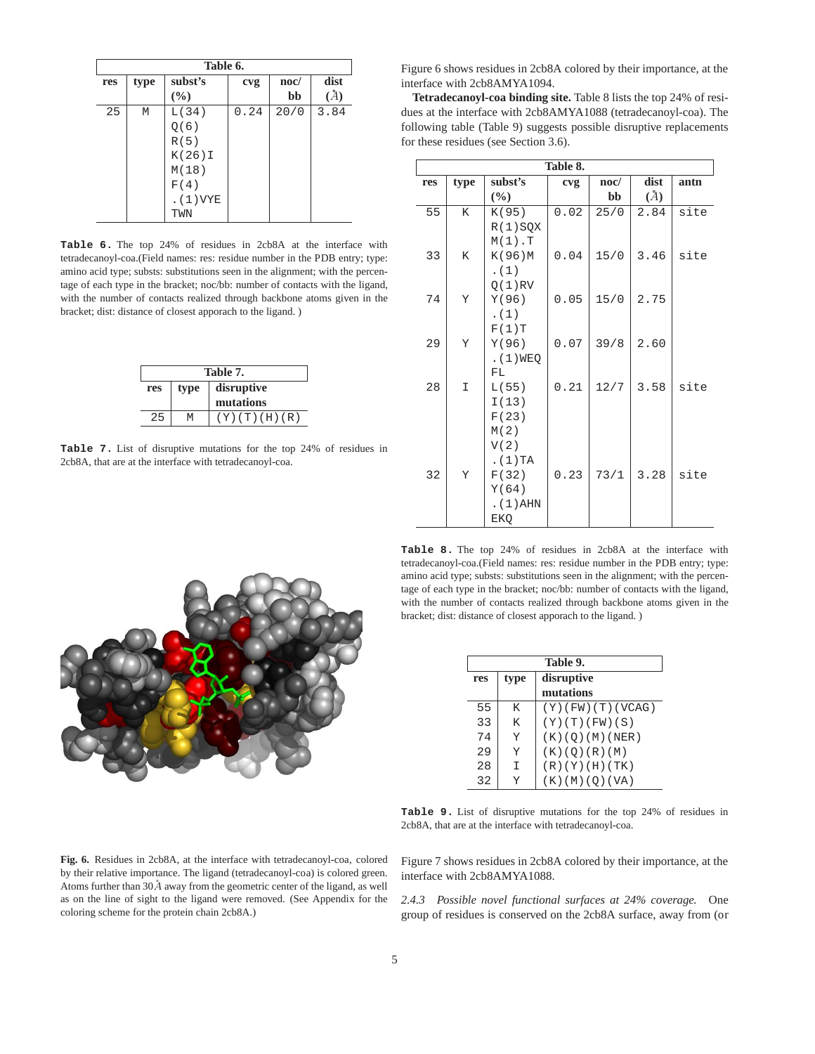| Table 6. | | | | | |
|---|---|---|---|---|---|
| res | type | subst's (%) | cvg | noc/ bb | dist (Å) |
| 25 | M | L(34) Q(6) R(5) K(26)I M(18) F(4) .(1)VYE TWN | 0.24 | 20/0 | 3.84 |

**Table 6.** The top 24% of residues in 2cb8A at the interface with tetradecanoyl-coa.(Field names: res: residue number in the PDB entry; type: amino acid type; substs: substitutions seen in the alignment; with the percentage of each type in the bracket; noc/bb: number of contacts with the ligand, with the number of contacts realized through backbone atoms given in the bracket; dist: distance of closest apporach to the ligand. )

| Table 7. | | |
|---|---|---|
| res | type | disruptive mutations |
| 25 | M | (Y)(T)(H)(R) |

**Table 7.** List of disruptive mutations for the top 24% of residues in 2cb8A, that are at the interface with tetradecanoyl-coa.

Fig. 6. Residues in 2cb8A, at the interface with tetradecanoyl-coa, colored by their relative importance. The ligand (tetradecanoyl-coa) is colored green. Atoms further than 30Å away from the geometric center of the ligand, as well as on the line of sight to the ligand were removed. (See Appendix for the coloring scheme for the protein chain 2cb8A.)

Figure 6 shows residues in 2cb8A colored by their importance, at the interface with 2cb8AMYA1094.

**Tetradecanoyl-coa binding site.** Table 8 lists the top 24% of residues at the interface with 2cb8AMYA1088 (tetradecanoyl-coa). The following table (Table 9) suggests possible disruptive replacements for these residues (see Section 3.6).

| Table 8. | | | | | | |
|---|---|---|---|---|---|---|
| res | type | subst's (%) | cvg | noc/ bb | dist (Å) | antn |
| 55 | K | K(95) R(1)SQX M(1).T | 0.02 | 25/0 | 2.84 | site |
| 33 | K | K(96)M .(1) Q(1)RV | 0.04 | 15/0 | 3.46 | site |
| 74 | Y | Y(96) .(1) F(1)T | 0.05 | 15/0 | 2.75 | |
| 29 | Y | Y(96) .(1)WEQ FL | 0.07 | 39/8 | 2.60 | |
| 28 | I | L(55) I(13) F(23) M(2) V(2) .(1)TA | 0.21 | 12/7 | 3.58 | site |
| 32 | Y | F(32) Y(64) .(1)AHN EKQ | 0.23 | 73/1 | 3.28 | site |

**Table 8.** The top 24% of residues in 2cb8A at the interface with tetradecanoyl-coa.(Field names: res: residue number in the PDB entry; type: amino acid type; substs: substitutions seen in the alignment; with the percentage of each type in the bracket; noc/bb: number of contacts with the ligand, with the number of contacts realized through backbone atoms given in the bracket; dist: distance of closest apporach to the ligand. )

| Table 9. | | |
|---|---|---|
| res | type | disruptive mutations |
| 55 | K | (Y)(FW)(T)(VCAG) |
| 33 | K | (Y)(T)(FW)(S) |
| 74 | Y | (K)(Q)(M)(NER) |
| 29 | Y | (K)(Q)(R)(M) |
| 28 | I | (R)(Y)(H)(TK) |
| 32 | Y | (K)(M)(Q)(VA) |

**Table 9.** List of disruptive mutations for the top 24% of residues in 2cb8A, that are at the interface with tetradecanoyl-coa.

Figure 7 shows residues in 2cb8A colored by their importance, at the interface with 2cb8AMYA1088.

*2.4.3 Possible novel functional surfaces at 24% coverage.* One group of residues is conserved on the 2cb8A surface, away from (or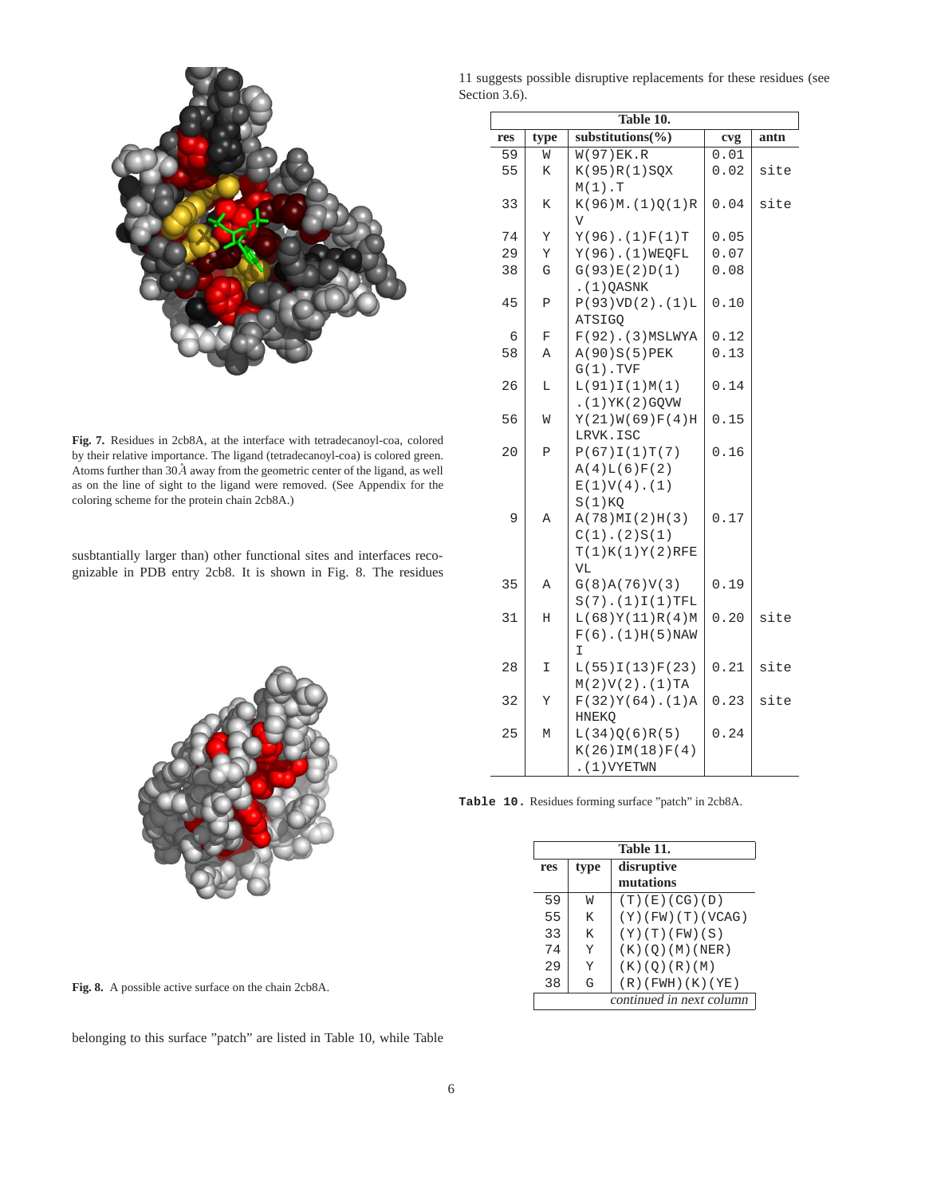Fig. 7. Residues in 2cb8A, at the interface with tetradecanoyl-coa, colored by their relative importance. The ligand (tetradecanoyl-coa) is colored green. Atoms further than 30Å away from the geometric center of the ligand, as well as on the line of sight to the ligand were removed. (See Appendix for the coloring scheme for the protein chain 2cb8A.)

susbtantially larger than) other functional sites and interfaces recognizable in PDB entry 2cb8. It is shown in Fig. 8. The residues belonging to this surface "patch" are listed in Table 10, while Table 11 suggests possible disruptive replacements for these residues (see Section 3.6).

Fig. 8. A possible active surface on the chain 2cb8A.

**Table 10.**

| res | type | substitutions(%) | cvg | antn |
|---|---|---|---|---|
| 59 | W | W(97)EK.R | 0.01 | |
| 55 | K | K(95)R(1)SQX M(1).T | 0.02 | site |
| 33 | K | K(96)M.(1)Q(1)R V | 0.04 | site |
| 74 | Y | Y(96).(1)F(1)T | 0.05 | |
| 29 | Y | Y(96).(1)WEQFL | 0.07 | |
| 38 | G | G(93)E(2)D(1) .(1)QASNK | 0.08 | |
| 45 | P | P(93)VD(2).(1)L ATSIGQ | 0.10 | |
| 6 | F | F(92).(3)MSLWYA | 0.12 | |
| 58 | A | A(90)S(5)PEK G(1).TVF | 0.13 | |
| 26 | L | L(91)I(1)M(1) .(1)YK(2)GQVW | 0.14 | |
| 56 | W | Y(21)W(69)F(4)H LRVK.ISC | 0.15 | |
| 20 | P | P(67)I(1)T(7) A(4)L(6)F(2) E(1)V(4).(1) S(1)KQ | 0.16 | |
| 9 | A | A(78)MI(2)H(3) C(1).(2)S(1) T(1)K(1)Y(2)RFE VL | 0.17 | |
| 35 | A | G(8)A(76)V(3) S(7).(1)I(1)TFL | 0.19 | |
| 31 | H | L(68)Y(11)R(4)M F(6).(1)H(5)NAW I | 0.20 | site |
| 28 | I | L(55)I(13)F(23) M(2)V(2).(1)TA | 0.21 | site |
| 32 | Y | F(32)Y(64).(1)A HNEKQ | 0.23 | site |
| 25 | M | L(34)Q(6)R(5) K(26)IM(18)F(4) .(1)VYETWN | 0.24 | |

**Table 10.** Residues forming surface "patch" in 2cb8A.

**Table 11.**

| res | type | disruptive mutations |
|---|---|---|
| 59 | W | (T)(E)(CG)(D) |
| 55 | K | (Y)(FW)(T)(VCAG) |
| 33 | K | (Y)(T)(FW)(S) |
| 74 | Y | (K)(Q)(M)(NER) |
| 29 | Y | (K)(Q)(R)(M) |
| 38 | G | (R)(FWH)(K)(YE) |

*continued in next column*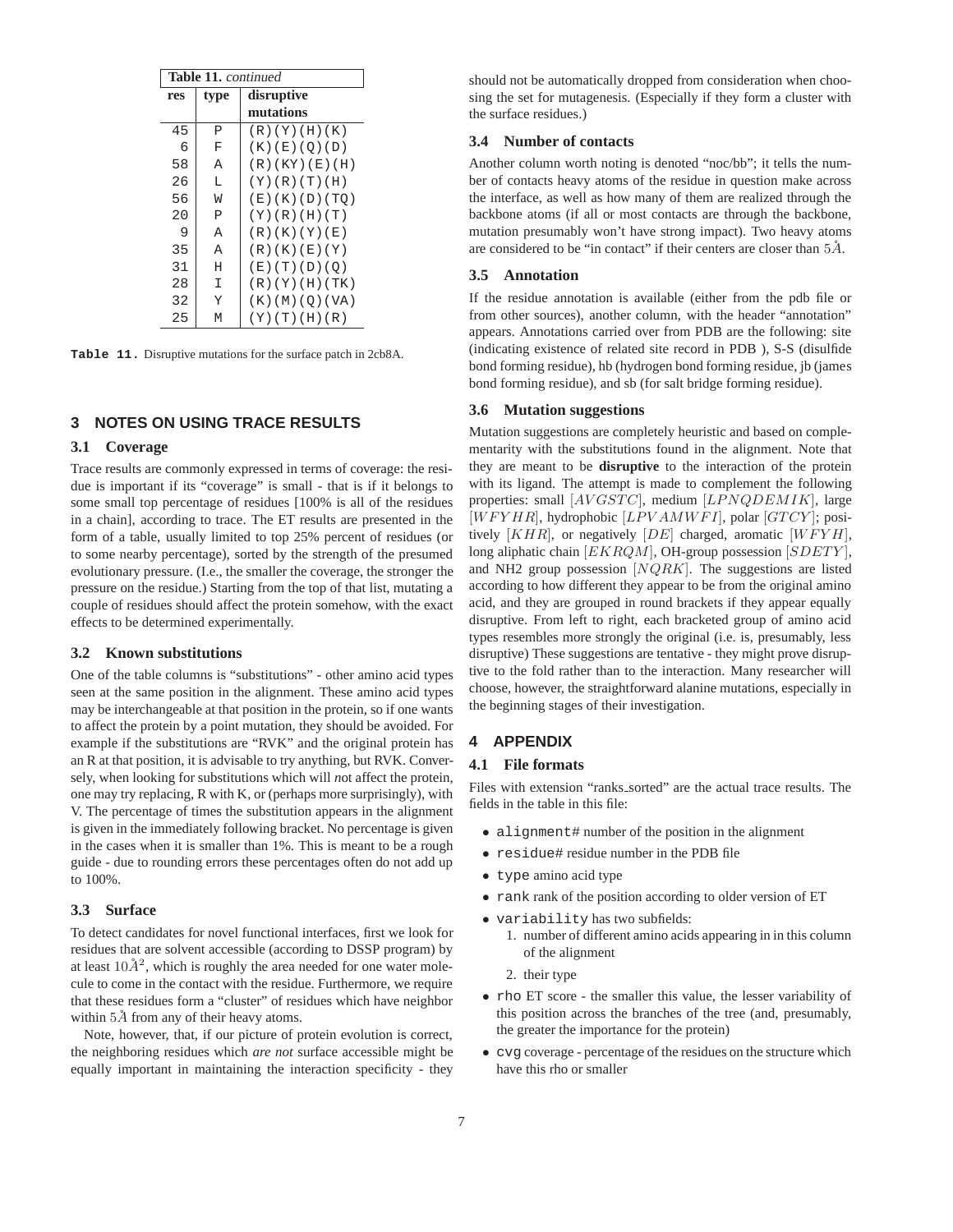**Table 11.** *continued*

| res | type | disruptive mutations |
|---|---|---|
| 45 | P | (R)(Y)(H)(K) |
| 6 | F | (K)(E)(Q)(D) |
| 58 | A | (R)(KY)(E)(H) |
| 26 | L | (Y)(R)(T)(H) |
| 56 | W | (E)(K)(D)(TQ) |
| 20 | P | (Y)(R)(H)(T) |
| 9 | A | (R)(K)(Y)(E) |
| 35 | A | (R)(K)(E)(Y) |
| 31 | H | (E)(T)(D)(Q) |
| 28 | I | (R)(Y)(H)(TK) |
| 32 | Y | (K)(M)(Q)(VA) |
| 25 | M | (Y)(T)(H)(R) |

**Table 11.** Disruptive mutations for the surface patch in 2cb8A.

## 3 NOTES ON USING TRACE RESULTS

### 3.1 Coverage

Trace results are commonly expressed in terms of coverage: the residue is important if its "coverage" is small - that is if it belongs to some small top percentage of residues [100% is all of the residues in a chain], according to trace. The ET results are presented in the form of a table, usually limited to top 25% percent of residues (or to some nearby percentage), sorted by the strength of the presumed evolutionary pressure. (I.e., the smaller the coverage, the stronger the pressure on the residue.) Starting from the top of that list, mutating a couple of residues should affect the protein somehow, with the exact effects to be determined experimentally.

### 3.2 Known substitutions

One of the table columns is "substitutions" - other amino acid types seen at the same position in the alignment. These amino acid types may be interchangeable at that position in the protein, so if one wants to affect the protein by a point mutation, they should be avoided. For example if the substitutions are "RVK" and the original protein has an R at that position, it is advisable to try anything, but RVK. Conversely, when looking for substitutions which will *n*ot affect the protein, one may try replacing, R with K, or (perhaps more surprisingly), with V. The percentage of times the substitution appears in the alignment is given in the immediately following bracket. No percentage is given in the cases when it is smaller than 1%. This is meant to be a rough guide - due to rounding errors these percentages often do not add up to 100%.

### 3.3 Surface

To detect candidates for novel functional interfaces, first we look for residues that are solvent accessible (according to DSSP program) by at least $10Å^2$, which is roughly the area needed for one water molecule to come in the contact with the residue. Furthermore, we require that these residues form a "cluster" of residues which have neighbor within $5Å$ from any of their heavy atoms.

Note, however, that, if our picture of protein evolution is correct, the neighboring residues which *are not* surface accessible might be equally important in maintaining the interaction specificity - they should not be automatically dropped from consideration when choosing the set for mutagenesis. (Especially if they form a cluster with the surface residues.)

### 3.4 Number of contacts

Another column worth noting is denoted "noc/bb"; it tells the number of contacts heavy atoms of the residue in question make across the interface, as well as how many of them are realized through the backbone atoms (if all or most contacts are through the backbone, mutation presumably won't have strong impact). Two heavy atoms are considered to be "in contact" if their centers are closer than $5Å$.

### 3.5 Annotation

If the residue annotation is available (either from the pdb file or from other sources), another column, with the header "annotation" appears. Annotations carried over from PDB are the following: site (indicating existence of related site record in PDB ), S-S (disulfide bond forming residue), hb (hydrogen bond forming residue, jb (james bond forming residue), and sb (for salt bridge forming residue).

### 3.6 Mutation suggestions

Mutation suggestions are completely heuristic and based on complementarity with the substitutions found in the alignment. Note that they are meant to be **disruptive** to the interaction of the protein with its ligand. The attempt is made to complement the following properties: small $[AVGSTC]$, medium $[LPNQDEMIK]$, large $[WFYHR]$, hydrophobic $[LPVAMWFI]$, polar $[GTCY]$; positively $[KHR]$, or negatively $[DE]$ charged, aromatic $[WFYH]$, long aliphatic chain $[EKRQM]$, OH-group possession $[SDETY]$, and NH2 group possession $[NQRK]$. The suggestions are listed according to how different they appear to be from the original amino acid, and they are grouped in round brackets if they appear equally disruptive. From left to right, each bracketed group of amino acid types resembles more strongly the original (i.e. is, presumably, less disruptive) These suggestions are tentative - they might prove disruptive to the fold rather than to the interaction. Many researcher will choose, however, the straightforward alanine mutations, especially in the beginning stages of their investigation.

## 4 APPENDIX

### 4.1 File formats

Files with extension "ranks_sorted" are the actual trace results. The fields in the table in this file:

- `alignment#` number of the position in the alignment
- `residue#` residue number in the PDB file
- `type` amino acid type
- `rank` rank of the position according to older version of ET
- `variability` has two subfields:
  1. number of different amino acids appearing in in this column of the alignment
  2. their type
- `rho` ET score - the smaller this value, the lesser variability of this position across the branches of the tree (and, presumably, the greater the importance for the protein)
- `cvg` coverage - percentage of the residues on the structure which have this rho or smaller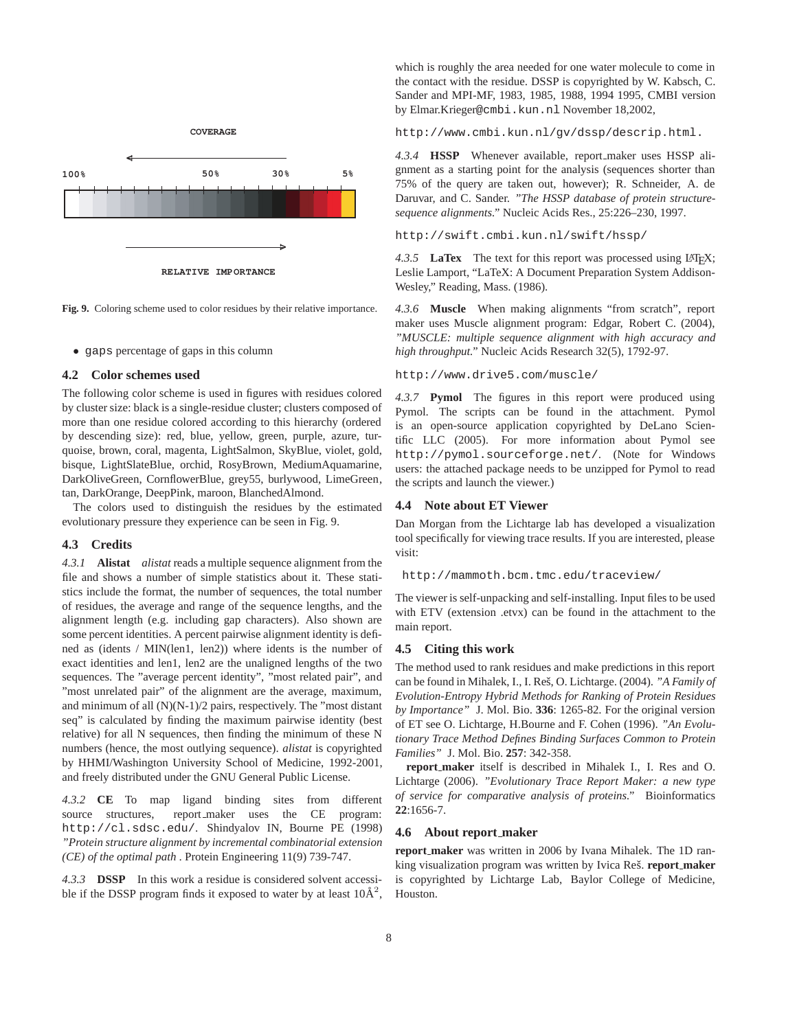COVERAGE

100% 50% 30% 5%

RELATIVE IMPORTANCE

**Fig. 9.** Coloring scheme used to color residues by their relative importance.

- gaps percentage of gaps in this column

## 4.2 Color schemes used

The following color scheme is used in figures with residues colored by cluster size: black is a single-residue cluster; clusters composed of more than one residue colored according to this hierarchy (ordered by descending size): red, blue, yellow, green, purple, azure, turquoise, brown, coral, magenta, LightSalmon, SkyBlue, violet, gold, bisque, LightSlateBlue, orchid, RosyBrown, MediumAquamarine, DarkOliveGreen, CornflowerBlue, grey55, burlywood, LimeGreen, tan, DarkOrange, DeepPink, maroon, BlanchedAlmond.

The colors used to distinguish the residues by the estimated evolutionary pressure they experience can be seen in Fig. 9.

## 4.3 Credits

*4.3.1* **Alistat** *alistat* reads a multiple sequence alignment from the file and shows a number of simple statistics about it. These statistics include the format, the number of sequences, the total number of residues, the average and range of the sequence lengths, and the alignment length (e.g. including gap characters). Also shown are some percent identities. A percent pairwise alignment identity is defined as (idents / MIN(len1, len2)) where idents is the number of exact identities and len1, len2 are the unaligned lengths of the two sequences. The "average percent identity", "most related pair", and "most unrelated pair" of the alignment are the average, maximum, and minimum of all (N)(N-1)/2 pairs, respectively. The "most distant seq" is calculated by finding the maximum pairwise identity (best relative) for all N sequences, then finding the minimum of these N numbers (hence, the most outlying sequence). *alistat* is copyrighted by HHMI/Washington University School of Medicine, 1992-2001, and freely distributed under the GNU General Public License.

*4.3.2* **CE** To map ligand binding sites from different source structures, report_maker uses the CE program: http://cl.sdsc.edu/. Shindyalov IN, Bourne PE (1998) *"Protein structure alignment by incremental combinatorial extension (CE) of the optimal path* . Protein Engineering 11(9) 739-747.

*4.3.3* **DSSP** In this work a residue is considered solvent accessible if the DSSP program finds it exposed to water by at least 10Å$^2$, which is roughly the area needed for one water molecule to come in the contact with the residue. DSSP is copyrighted by W. Kabsch, C. Sander and MPI-MF, 1983, 1985, 1988, 1994 1995, CMBI version by Elmar.Krieger@cmbi.kun.nl November 18,2002,

http://www.cmbi.kun.nl/gv/dssp/descrip.html.

*4.3.4* **HSSP** Whenever available, report_maker uses HSSP alignment as a starting point for the analysis (sequences shorter than 75% of the query are taken out, however); R. Schneider, A. de Daruvar, and C. Sander. *"The HSSP database of protein structure-sequence alignments.*" Nucleic Acids Res., 25:226–230, 1997.

http://swift.cmbi.kun.nl/swift/hssp/

*4.3.5* **LaTex** The text for this report was processed using LaTeX; Leslie Lamport, "LaTeX: A Document Preparation System Addison-Wesley," Reading, Mass. (1986).

*4.3.6* **Muscle** When making alignments "from scratch", report maker uses Muscle alignment program: Edgar, Robert C. (2004), *"MUSCLE: multiple sequence alignment with high accuracy and high throughput.*" Nucleic Acids Research 32(5), 1792-97.

http://www.drive5.com/muscle/

*4.3.7* **Pymol** The figures in this report were produced using Pymol. The scripts can be found in the attachment. Pymol is an open-source application copyrighted by DeLano Scientific LLC (2005). For more information about Pymol see http://pymol.sourceforge.net/. (Note for Windows users: the attached package needs to be unzipped for Pymol to read the scripts and launch the viewer.)

## 4.4 Note about ET Viewer

Dan Morgan from the Lichtarge lab has developed a visualization tool specifically for viewing trace results. If you are interested, please visit:

http://mammoth.bcm.tmc.edu/traceview/

The viewer is self-unpacking and self-installing. Input files to be used with ETV (extension .etvx) can be found in the attachment to the main report.

## 4.5 Citing this work

The method used to rank residues and make predictions in this report can be found in Mihalek, I., I. Reš, O. Lichtarge. (2004). *"A Family of Evolution-Entropy Hybrid Methods for Ranking of Protein Residues by Importance"* J. Mol. Bio. **336**: 1265-82. For the original version of ET see O. Lichtarge, H.Bourne and F. Cohen (1996). *"An Evolutionary Trace Method Defines Binding Surfaces Common to Protein Families"* J. Mol. Bio. **257**: 342-358.

**report_maker** itself is described in Mihalek I., I. Res and O. Lichtarge (2006). *"Evolutionary Trace Report Maker: a new type of service for comparative analysis of proteins."* Bioinformatics **22**:1656-7.

## 4.6 About report_maker

**report_maker** was written in 2006 by Ivana Mihalek. The 1D ranking visualization program was written by Ivica Reš. **report_maker** is copyrighted by Lichtarge Lab, Baylor College of Medicine, Houston.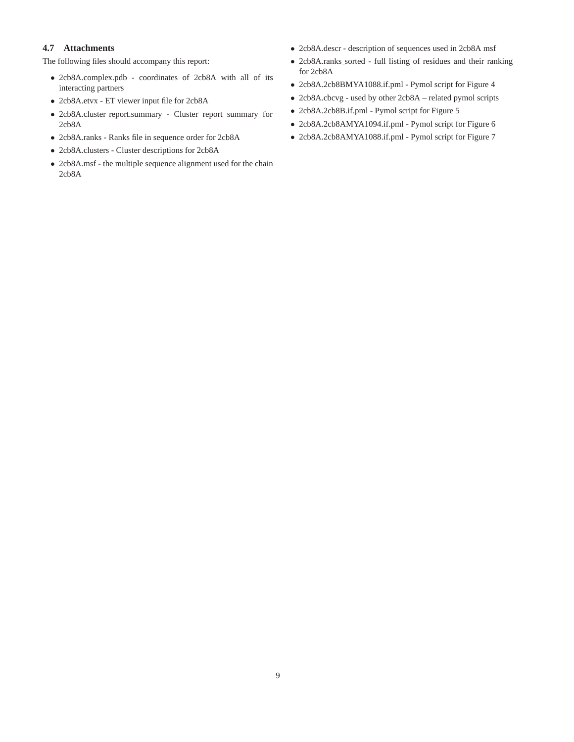### 4.7 Attachments

The following files should accompany this report:

- 2cb8A.complex.pdb - coordinates of 2cb8A with all of its interacting partners
- 2cb8A.etvx - ET viewer input file for 2cb8A
- 2cb8A.cluster_report.summary - Cluster report summary for 2cb8A
- 2cb8A.ranks - Ranks file in sequence order for 2cb8A
- 2cb8A.clusters - Cluster descriptions for 2cb8A
- 2cb8A.msf - the multiple sequence alignment used for the chain 2cb8A
- 2cb8A.descr - description of sequences used in 2cb8A msf
- 2cb8A.ranks_sorted - full listing of residues and their ranking for 2cb8A
- 2cb8A.2cb8BMYA1088.if.pml - Pymol script for Figure 4
- 2cb8A.cbcvg - used by other 2cb8A – related pymol scripts
- 2cb8A.2cb8B.if.pml - Pymol script for Figure 5
- 2cb8A.2cb8AMYA1094.if.pml - Pymol script for Figure 6
- 2cb8A.2cb8AMYA1088.if.pml - Pymol script for Figure 7